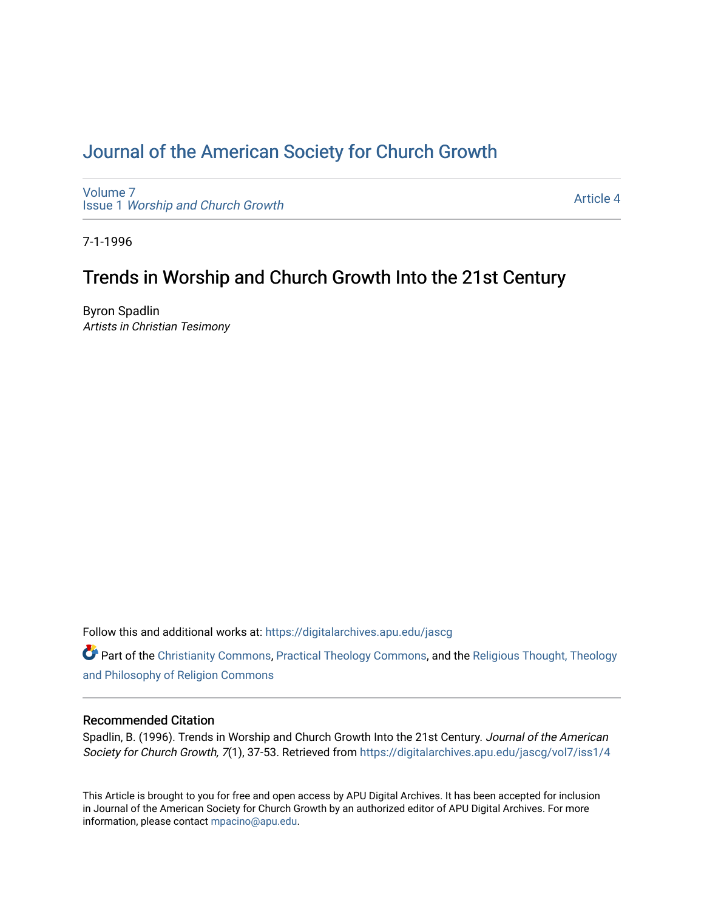# Journal of the American Society for Church Growth

Volume 7
Issue 1 *Worship and Church Growth*

Article 4

7-1-1996

## Trends in Worship and Church Growth Into the 21st Century

Byron Spadlin
*Artists in Christian Tesimony*

Follow this and additional works at: https://digitalarchives.apu.edu/jascg

Part of the Christianity Commons, Practical Theology Commons, and the Religious Thought, Theology and Philosophy of Religion Commons

### Recommended Citation

Spadlin, B. (1996). Trends in Worship and Church Growth Into the 21st Century. *Journal of the American Society for Church Growth, 7*(1), 37-53. Retrieved from https://digitalarchives.apu.edu/jascg/vol7/iss1/4

This Article is brought to you for free and open access by APU Digital Archives. It has been accepted for inclusion in Journal of the American Society for Church Growth by an authorized editor of APU Digital Archives. For more information, please contact mpacino@apu.edu.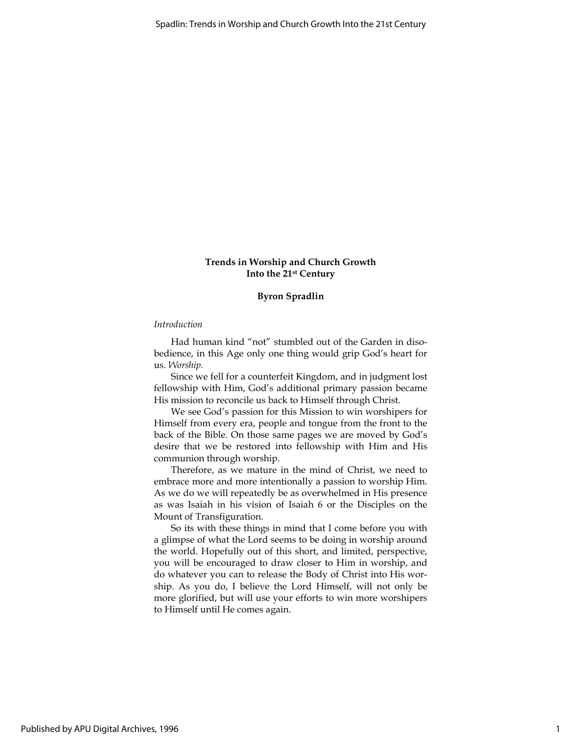## Trends in Worship and Church Growth Into the 21st Century

**Byron Spradlin**

*Introduction*

Had human kind "not" stumbled out of the Garden in disobedience, in this Age only one thing would grip God's heart for us. *Worship.*

Since we fell for a counterfeit Kingdom, and in judgment lost fellowship with Him, God's additional primary passion became His mission to reconcile us back to Himself through Christ.

We see God's passion for this Mission to win worshipers for Himself from every era, people and tongue from the front to the back of the Bible. On those same pages we are moved by God's desire that we be restored into fellowship with Him and His communion through worship.

Therefore, as we mature in the mind of Christ, we need to embrace more and more intentionally a passion to worship Him. As we do we will repeatedly be as overwhelmed in His presence as was Isaiah in his vision of Isaiah 6 or the Disciples on the Mount of Transfiguration.

So its with these things in mind that I come before you with a glimpse of what the Lord seems to be doing in worship around the world. Hopefully out of this short, and limited, perspective, you will be encouraged to draw closer to Him in worship, and do whatever you can to release the Body of Christ into His worship. As you do, I believe the Lord Himself, will not only be more glorified, but will use your efforts to win more worshipers to Himself until He comes again.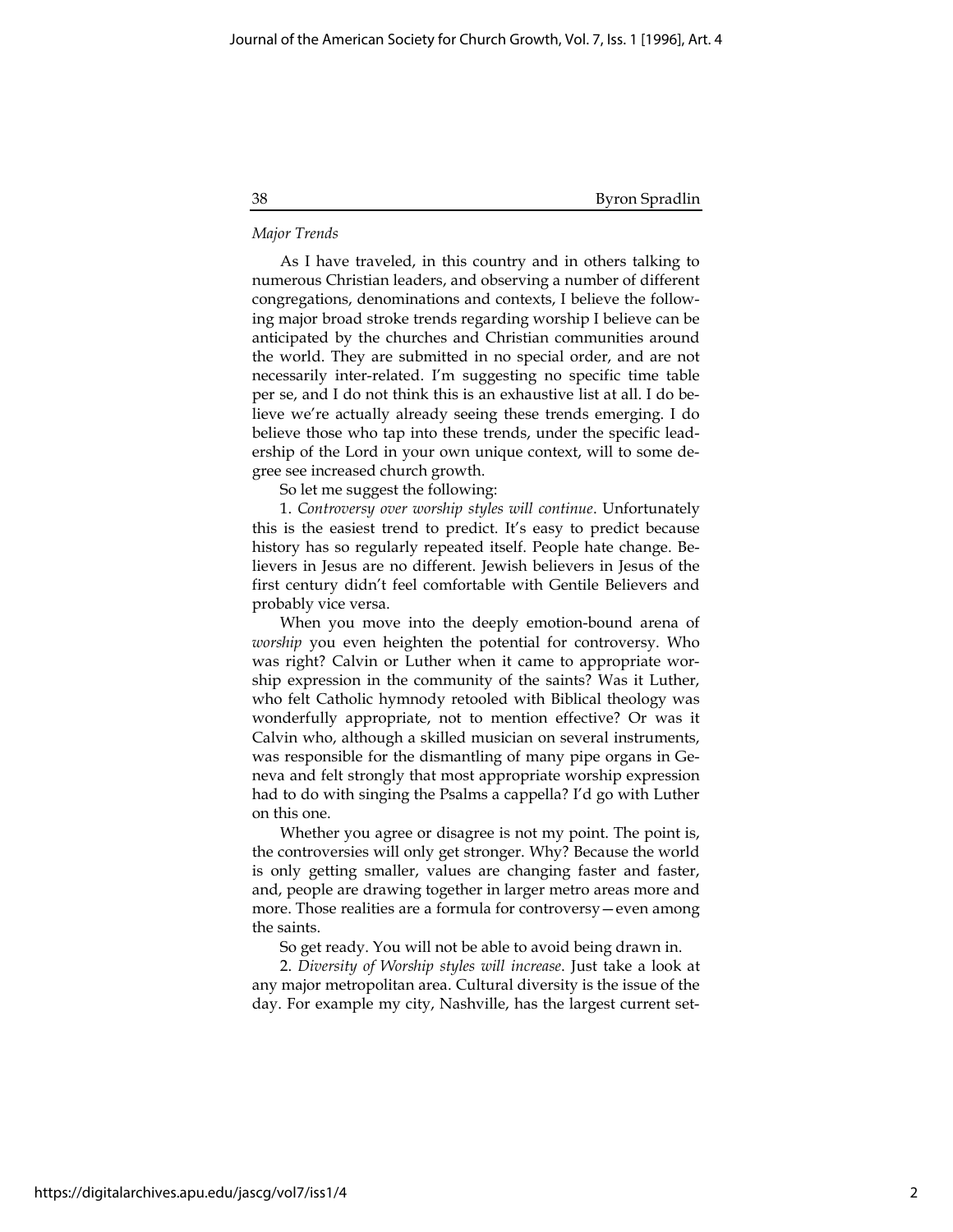*Major Trends*

As I have traveled, in this country and in others talking to numerous Christian leaders, and observing a number of different congregations, denominations and contexts, I believe the following major broad stroke trends regarding worship I believe can be anticipated by the churches and Christian communities around the world. They are submitted in no special order, and are not necessarily inter-related. I'm suggesting no specific time table per se, and I do not think this is an exhaustive list at all. I do believe we're actually already seeing these trends emerging. I do believe those who tap into these trends, under the specific leadership of the Lord in your own unique context, will to some degree see increased church growth.

So let me suggest the following:

1. *Controversy over worship styles will continue*. Unfortunately this is the easiest trend to predict. It's easy to predict because history has so regularly repeated itself. People hate change. Believers in Jesus are no different. Jewish believers in Jesus of the first century didn't feel comfortable with Gentile Believers and probably vice versa.

When you move into the deeply emotion-bound arena of *worship* you even heighten the potential for controversy. Who was right? Calvin or Luther when it came to appropriate worship expression in the community of the saints? Was it Luther, who felt Catholic hymnody retooled with Biblical theology was wonderfully appropriate, not to mention effective? Or was it Calvin who, although a skilled musician on several instruments, was responsible for the dismantling of many pipe organs in Geneva and felt strongly that most appropriate worship expression had to do with singing the Psalms a cappella? I'd go with Luther on this one.

Whether you agree or disagree is not my point. The point is, the controversies will only get stronger. Why? Because the world is only getting smaller, values are changing faster and faster, and, people are drawing together in larger metro areas more and more. Those realities are a formula for controversy—even among the saints.

So get ready. You will not be able to avoid being drawn in.

2. *Diversity of Worship styles will increase*. Just take a look at any major metropolitan area. Cultural diversity is the issue of the day. For example my city, Nashville, has the largest current set-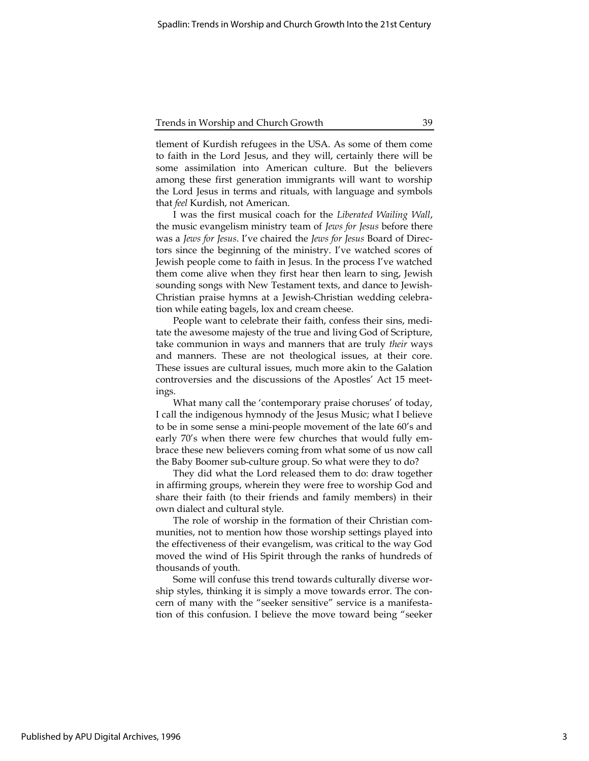tlement of Kurdish refugees in the USA. As some of them come to faith in the Lord Jesus, and they will, certainly there will be some assimilation into American culture. But the believers among these first generation immigrants will want to worship the Lord Jesus in terms and rituals, with language and symbols that *feel* Kurdish, not American.

I was the first musical coach for the *Liberated Wailing Wall*, the music evangelism ministry team of *Jews for Jesus* before there was a *Jews for Jesus*. I've chaired the *Jews for Jesus* Board of Directors since the beginning of the ministry. I've watched scores of Jewish people come to faith in Jesus. In the process I've watched them come alive when they first hear then learn to sing, Jewish sounding songs with New Testament texts, and dance to Jewish-Christian praise hymns at a Jewish-Christian wedding celebration while eating bagels, lox and cream cheese.

People want to celebrate their faith, confess their sins, meditate the awesome majesty of the true and living God of Scripture, take communion in ways and manners that are truly *their* ways and manners. These are not theological issues, at their core. These issues are cultural issues, much more akin to the Galation controversies and the discussions of the Apostles' Act 15 meetings.

What many call the 'contemporary praise choruses' of today, I call the indigenous hymnody of the Jesus Music; what I believe to be in some sense a mini-people movement of the late 60's and early 70's when there were few churches that would fully embrace these new believers coming from what some of us now call the Baby Boomer sub-culture group. So what were they to do?

They did what the Lord released them to do: draw together in affirming groups, wherein they were free to worship God and share their faith (to their friends and family members) in their own dialect and cultural style.

The role of worship in the formation of their Christian communities, not to mention how those worship settings played into the effectiveness of their evangelism, was critical to the way God moved the wind of His Spirit through the ranks of hundreds of thousands of youth.

Some will confuse this trend towards culturally diverse worship styles, thinking it is simply a move towards error. The concern of many with the "seeker sensitive" service is a manifestation of this confusion. I believe the move toward being "seeker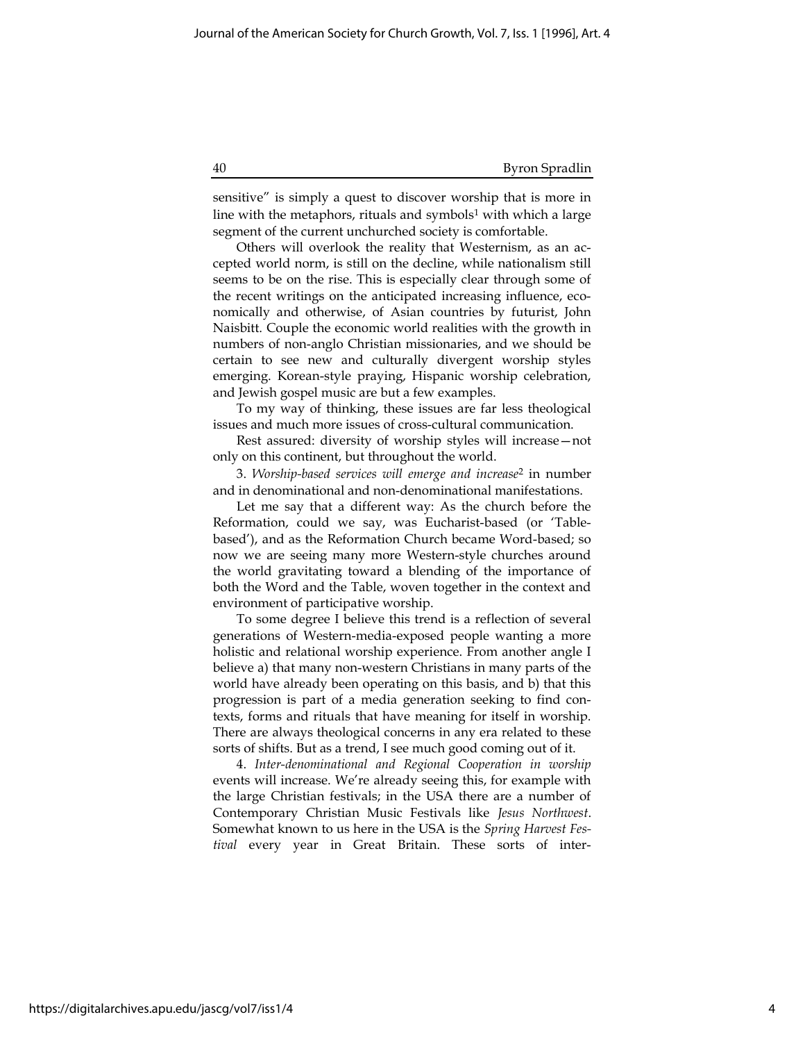sensitive" is simply a quest to discover worship that is more in line with the metaphors, rituals and symbols[1] with which a large segment of the current unchurched society is comfortable.

Others will overlook the reality that Westernism, as an accepted world norm, is still on the decline, while nationalism still seems to be on the rise. This is especially clear through some of the recent writings on the anticipated increasing influence, economically and otherwise, of Asian countries by futurist, John Naisbitt. Couple the economic world realities with the growth in numbers of non-anglo Christian missionaries, and we should be certain to see new and culturally divergent worship styles emerging. Korean-style praying, Hispanic worship celebration, and Jewish gospel music are but a few examples.

To my way of thinking, these issues are far less theological issues and much more issues of cross-cultural communication.

Rest assured: diversity of worship styles will increase—not only on this continent, but throughout the world.

3. *Worship-based services will emerge and increase*[2] in number and in denominational and non-denominational manifestations.

Let me say that a different way: As the church before the Reformation, could we say, was Eucharist-based (or 'Table-based'), and as the Reformation Church became Word-based; so now we are seeing many more Western-style churches around the world gravitating toward a blending of the importance of both the Word and the Table, woven together in the context and environment of participative worship.

To some degree I believe this trend is a reflection of several generations of Western-media-exposed people wanting a more holistic and relational worship experience. From another angle I believe a) that many non-western Christians in many parts of the world have already been operating on this basis, and b) that this progression is part of a media generation seeking to find contexts, forms and rituals that have meaning for itself in worship. There are always theological concerns in any era related to these sorts of shifts. But as a trend, I see much good coming out of it.

4. *Inter-denominational and Regional Cooperation in worship* events will increase. We're already seeing this, for example with the large Christian festivals; in the USA there are a number of Contemporary Christian Music Festivals like *Jesus Northwest*. Somewhat known to us here in the USA is the *Spring Harvest Festival* every year in Great Britain. These sorts of inter-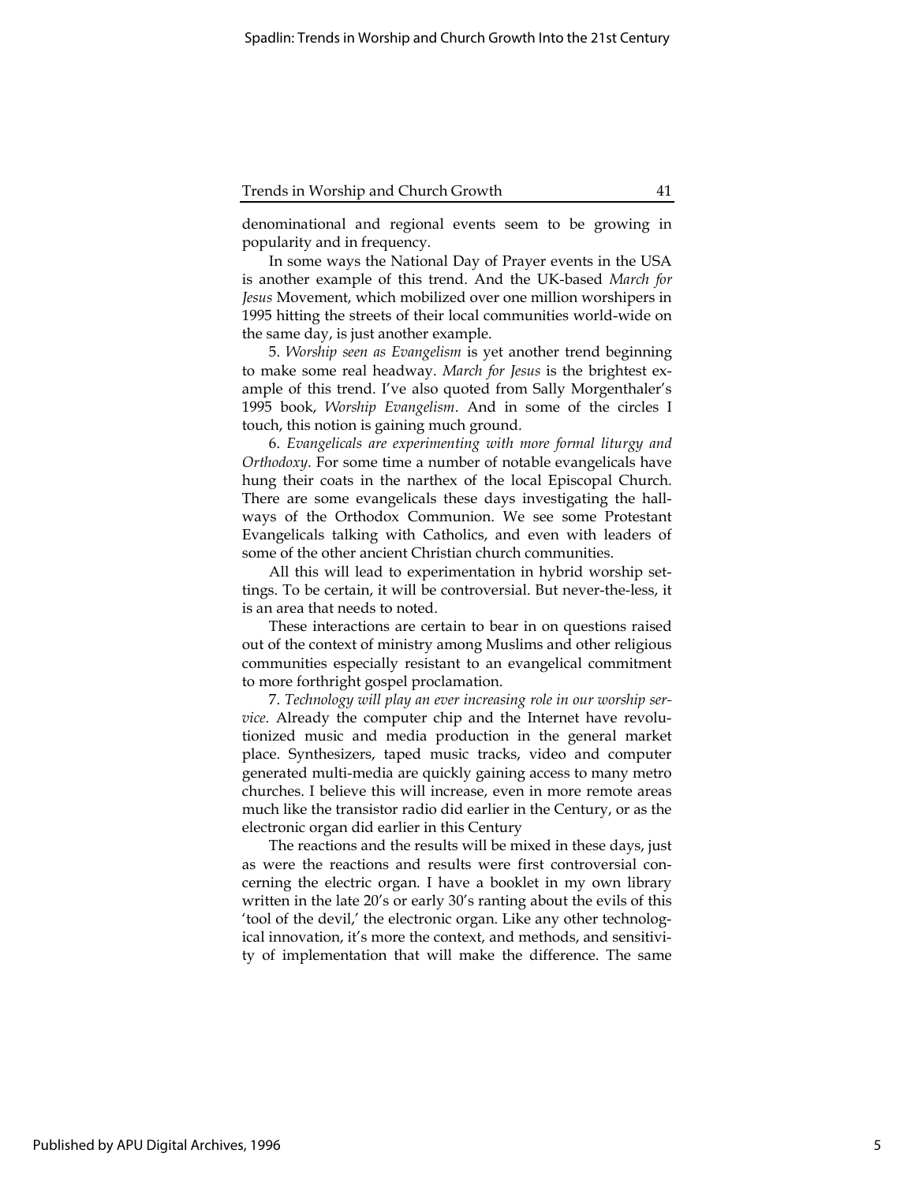denominational and regional events seem to be growing in popularity and in frequency.

In some ways the National Day of Prayer events in the USA is another example of this trend. And the UK-based *March for Jesus* Movement, which mobilized over one million worshipers in 1995 hitting the streets of their local communities world-wide on the same day, is just another example.

5. *Worship seen as Evangelism* is yet another trend beginning to make some real headway. *March for Jesus* is the brightest example of this trend. I've also quoted from Sally Morgenthaler's 1995 book, *Worship Evangelism*. And in some of the circles I touch, this notion is gaining much ground.

6. *Evangelicals are experimenting with more formal liturgy and Orthodoxy*. For some time a number of notable evangelicals have hung their coats in the narthex of the local Episcopal Church. There are some evangelicals these days investigating the hallways of the Orthodox Communion. We see some Protestant Evangelicals talking with Catholics, and even with leaders of some of the other ancient Christian church communities.

All this will lead to experimentation in hybrid worship settings. To be certain, it will be controversial. But never-the-less, it is an area that needs to noted.

These interactions are certain to bear in on questions raised out of the context of ministry among Muslims and other religious communities especially resistant to an evangelical commitment to more forthright gospel proclamation.

7. *Technology will play an ever increasing role in our worship service*. Already the computer chip and the Internet have revolutionized music and media production in the general market place. Synthesizers, taped music tracks, video and computer generated multi-media are quickly gaining access to many metro churches. I believe this will increase, even in more remote areas much like the transistor radio did earlier in the Century, or as the electronic organ did earlier in this Century

The reactions and the results will be mixed in these days, just as were the reactions and results were first controversial concerning the electric organ. I have a booklet in my own library written in the late 20's or early 30's ranting about the evils of this 'tool of the devil,' the electronic organ. Like any other technological innovation, it's more the context, and methods, and sensitivity of implementation that will make the difference. The same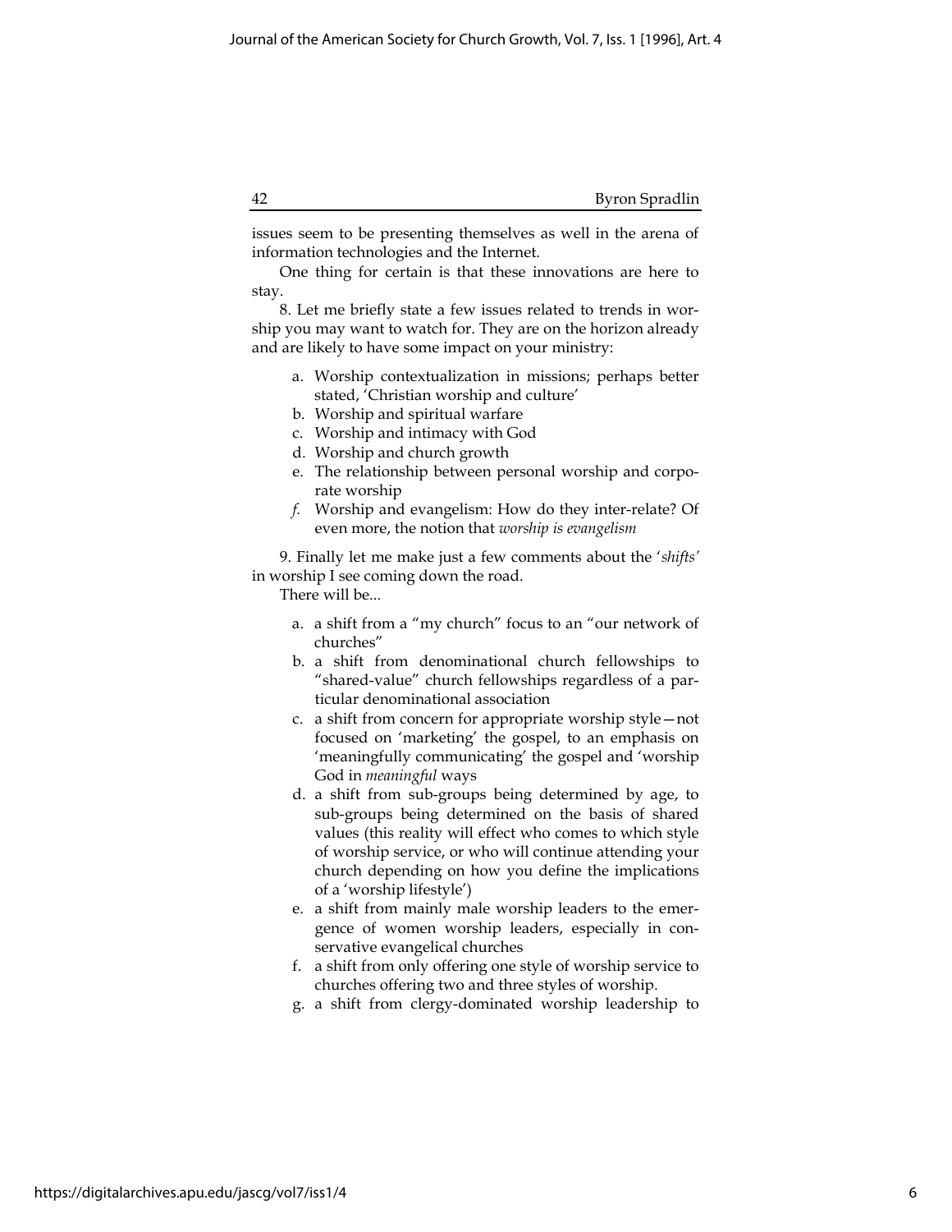issues seem to be presenting themselves as well in the arena of information technologies and the Internet.

One thing for certain is that these innovations are here to stay.

8. Let me briefly state a few issues related to trends in worship you may want to watch for. They are on the horizon already and are likely to have some impact on your ministry:

a. Worship contextualization in missions; perhaps better stated, 'Christian worship and culture'
b. Worship and spiritual warfare
c. Worship and intimacy with God
d. Worship and church growth
e. The relationship between personal worship and corporate worship
*f.* Worship and evangelism: How do they inter-relate? Of even more, the notion that *worship is evangelism*

9. Finally let me make just a few comments about the '*shifts*' in worship I see coming down the road.

There will be...

a. a shift from a "my church" focus to an "our network of churches"
b. a shift from denominational church fellowships to "shared-value" church fellowships regardless of a particular denominational association
c. a shift from concern for appropriate worship style—not focused on 'marketing' the gospel, to an emphasis on 'meaningfully communicating' the gospel and 'worship God in *meaningful* ways
d. a shift from sub-groups being determined by age, to sub-groups being determined on the basis of shared values (this reality will effect who comes to which style of worship service, or who will continue attending your church depending on how you define the implications of a 'worship lifestyle')
e. a shift from mainly male worship leaders to the emergence of women worship leaders, especially in conservative evangelical churches
f. a shift from only offering one style of worship service to churches offering two and three styles of worship.
g. a shift from clergy-dominated worship leadership to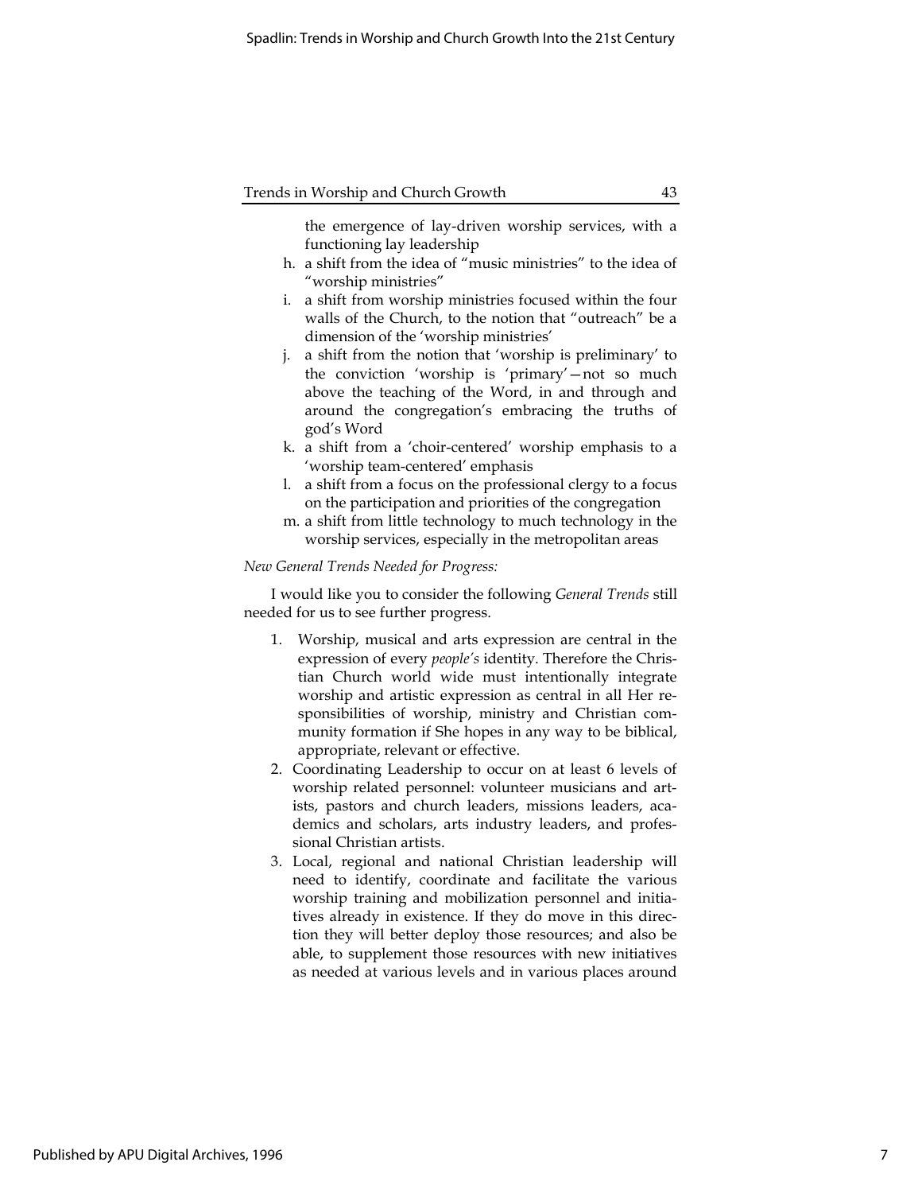the emergence of lay-driven worship services, with a functioning lay leadership

h. a shift from the idea of "music ministries" to the idea of "worship ministries"
i. a shift from worship ministries focused within the four walls of the Church, to the notion that "outreach" be a dimension of the 'worship ministries'
j. a shift from the notion that 'worship is preliminary' to the conviction 'worship is 'primary'—not so much above the teaching of the Word, in and through and around the congregation's embracing the truths of god's Word
k. a shift from a 'choir-centered' worship emphasis to a 'worship team-centered' emphasis
l. a shift from a focus on the professional clergy to a focus on the participation and priorities of the congregation
m. a shift from little technology to much technology in the worship services, especially in the metropolitan areas

*New General Trends Needed for Progress:*

I would like you to consider the following *General Trends* still needed for us to see further progress.

1. Worship, musical and arts expression are central in the expression of every *people's* identity. Therefore the Christian Church world wide must intentionally integrate worship and artistic expression as central in all Her responsibilities of worship, ministry and Christian community formation if She hopes in any way to be biblical, appropriate, relevant or effective.
2. Coordinating Leadership to occur on at least 6 levels of worship related personnel: volunteer musicians and artists, pastors and church leaders, missions leaders, academics and scholars, arts industry leaders, and professional Christian artists.
3. Local, regional and national Christian leadership will need to identify, coordinate and facilitate the various worship training and mobilization personnel and initiatives already in existence. If they do move in this direction they will better deploy those resources; and also be able, to supplement those resources with new initiatives as needed at various levels and in various places around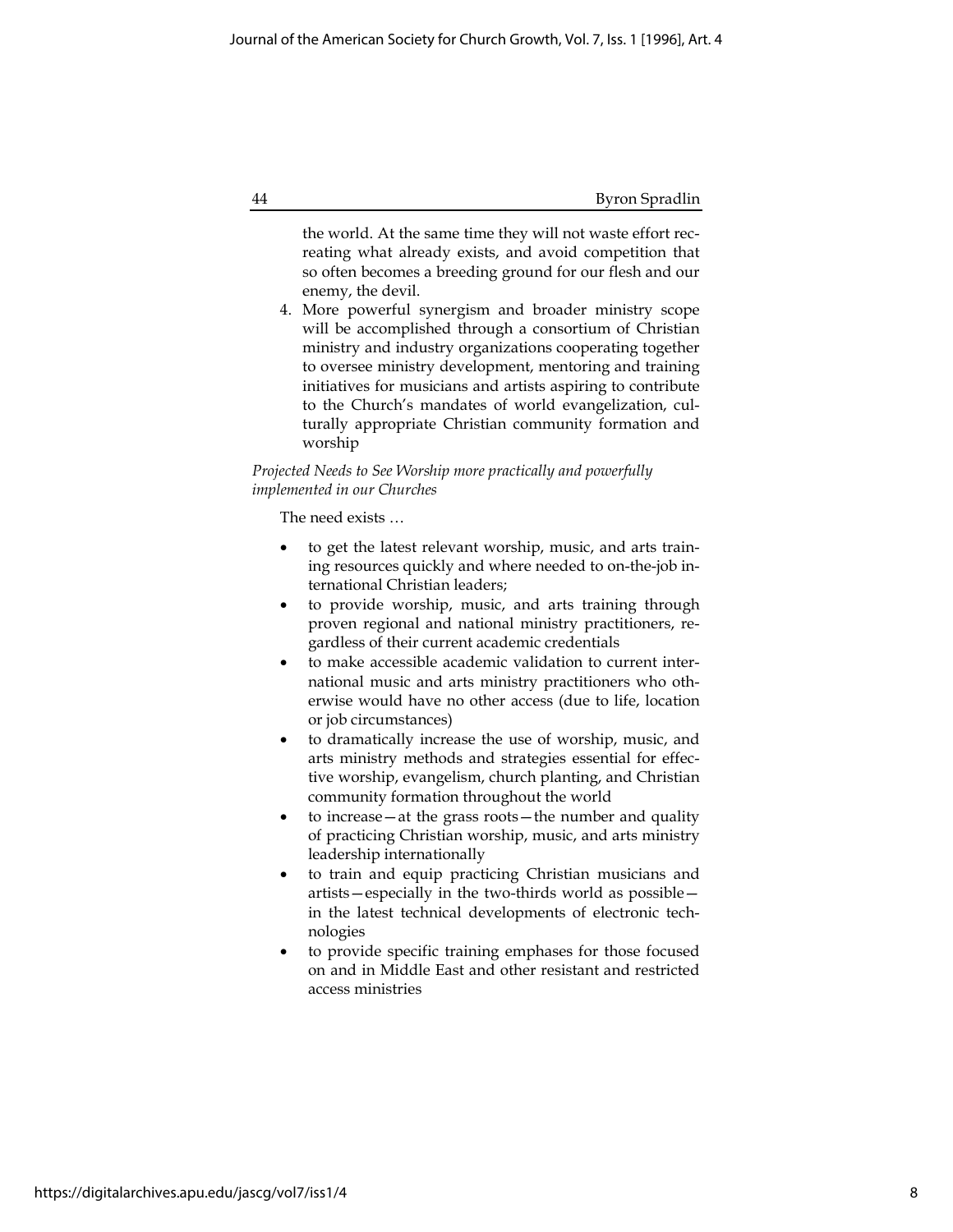the world. At the same time they will not waste effort recreating what already exists, and avoid competition that so often becomes a breeding ground for our flesh and our enemy, the devil.

4. More powerful synergism and broader ministry scope will be accomplished through a consortium of Christian ministry and industry organizations cooperating together to oversee ministry development, mentoring and training initiatives for musicians and artists aspiring to contribute to the Church's mandates of world evangelization, culturally appropriate Christian community formation and worship

*Projected Needs to See Worship more practically and powerfully implemented in our Churches*

The need exists …

- to get the latest relevant worship, music, and arts training resources quickly and where needed to on-the-job international Christian leaders;
- to provide worship, music, and arts training through proven regional and national ministry practitioners, regardless of their current academic credentials
- to make accessible academic validation to current international music and arts ministry practitioners who otherwise would have no other access (due to life, location or job circumstances)
- to dramatically increase the use of worship, music, and arts ministry methods and strategies essential for effective worship, evangelism, church planting, and Christian community formation throughout the world
- to increase—at the grass roots—the number and quality of practicing Christian worship, music, and arts ministry leadership internationally
- to train and equip practicing Christian musicians and artists—especially in the two-thirds world as possible—in the latest technical developments of electronic technologies
- to provide specific training emphases for those focused on and in Middle East and other resistant and restricted access ministries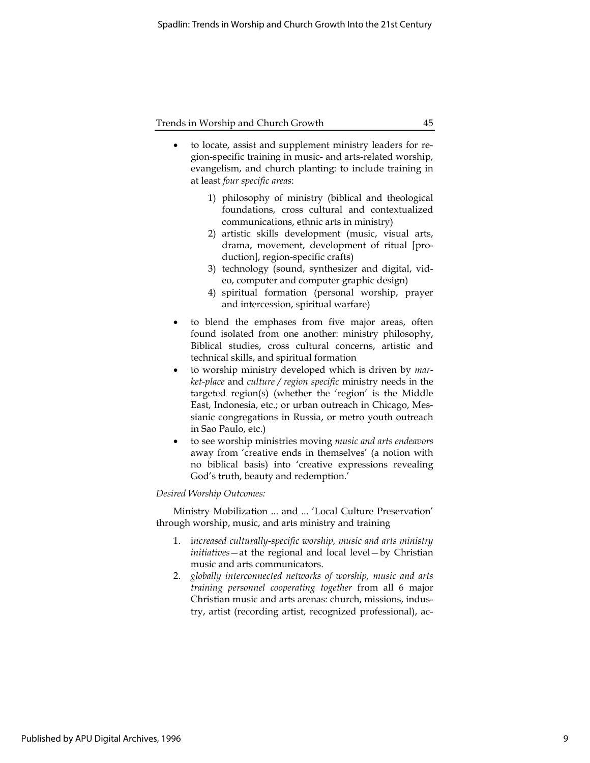- to locate, assist and supplement ministry leaders for region-specific training in music- and arts-related worship, evangelism, and church planting: to include training in at least *four specific areas*:
  1) philosophy of ministry (biblical and theological foundations, cross cultural and contextualized communications, ethnic arts in ministry)
  2) artistic skills development (music, visual arts, drama, movement, development of ritual [production], region-specific crafts)
  3) technology (sound, synthesizer and digital, video, computer and computer graphic design)
  4) spiritual formation (personal worship, prayer and intercession, spiritual warfare)
- to blend the emphases from five major areas, often found isolated from one another: ministry philosophy, Biblical studies, cross cultural concerns, artistic and technical skills, and spiritual formation
- to worship ministry developed which is driven by *market-place* and *culture / region specific* ministry needs in the targeted region(s) (whether the 'region' is the Middle East, Indonesia, etc.; or urban outreach in Chicago, Messianic congregations in Russia, or metro youth outreach in Sao Paulo, etc.)
- to see worship ministries moving *music and arts endeavors* away from 'creative ends in themselves' (a notion with no biblical basis) into 'creative expressions revealing God's truth, beauty and redemption.'

*Desired Worship Outcomes:*

Ministry Mobilization ... and ... 'Local Culture Preservation' through worship, music, and arts ministry and training

1. i*ncreased culturally-specific worship, music and arts ministry initiatives*—at the regional and local level—by Christian music and arts communicators.
2. *globally interconnected networks of worship, music and arts training personnel cooperating together* from all 6 major Christian music and arts arenas: church, missions, industry, artist (recording artist, recognized professional), ac-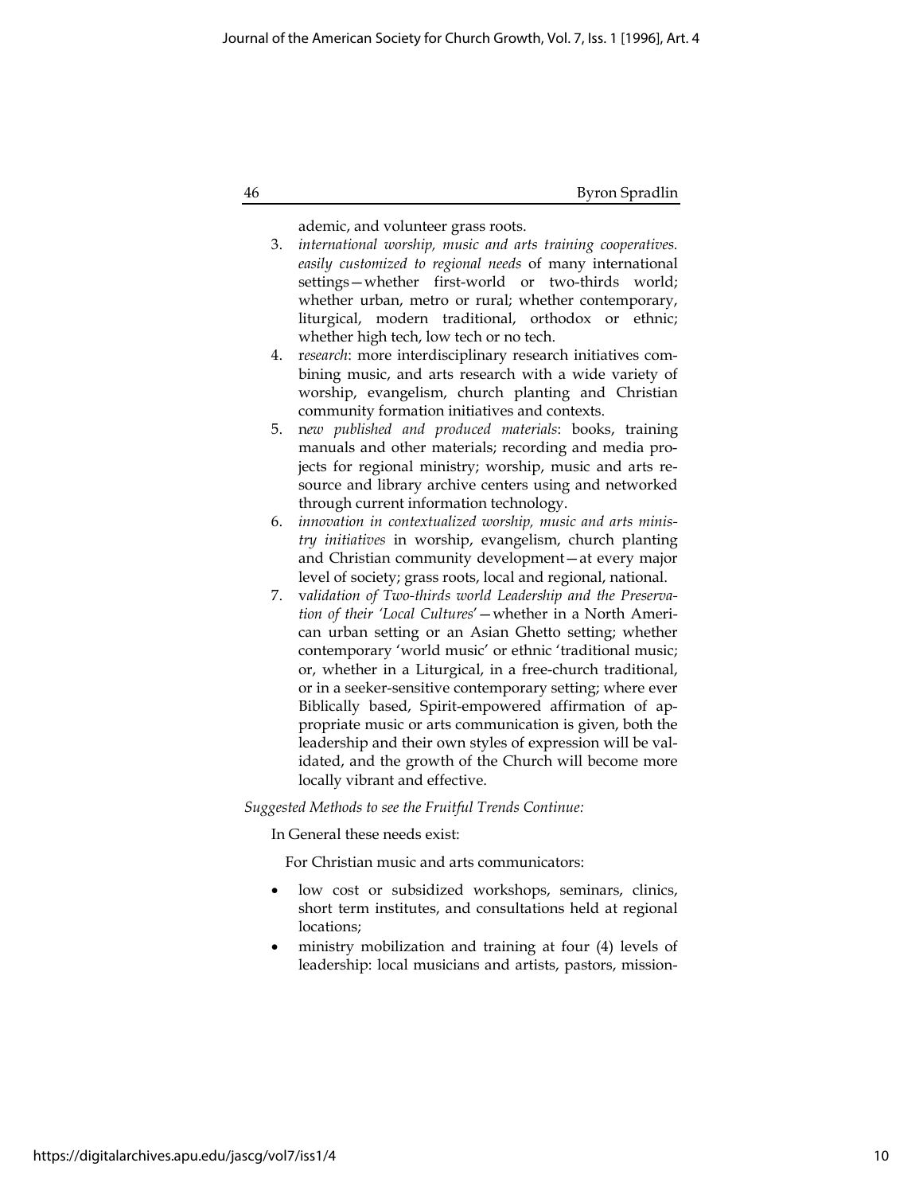ademic, and volunteer grass roots.

3. *international worship, music and arts training cooperatives. easily customized to regional needs* of many international settings—whether first-world or two-thirds world; whether urban, metro or rural; whether contemporary, liturgical, modern traditional, orthodox or ethnic; whether high tech, low tech or no tech.
4. r*esearch*: more interdisciplinary research initiatives combining music, and arts research with a wide variety of worship, evangelism, church planting and Christian community formation initiatives and contexts.
5. n*ew published and produced materials*: books, training manuals and other materials; recording and media projects for regional ministry; worship, music and arts resource and library archive centers using and networked through current information technology.
6. *innovation in contextualized worship, music and arts ministry initiatives* in worship, evangelism, church planting and Christian community development—at every major level of society; grass roots, local and regional, national.
7. v*alidation of Two-thirds world Leadership and the Preservation of their 'Local Cultures'*—whether in a North American urban setting or an Asian Ghetto setting; whether contemporary 'world music' or ethnic 'traditional music; or, whether in a Liturgical, in a free-church traditional, or in a seeker-sensitive contemporary setting; where ever Biblically based, Spirit-empowered affirmation of appropriate music or arts communication is given, both the leadership and their own styles of expression will be validated, and the growth of the Church will become more locally vibrant and effective.

*Suggested Methods to see the Fruitful Trends Continue:*

In General these needs exist:

For Christian music and arts communicators:

- low cost or subsidized workshops, seminars, clinics, short term institutes, and consultations held at regional locations;
- ministry mobilization and training at four (4) levels of leadership: local musicians and artists, pastors, mission-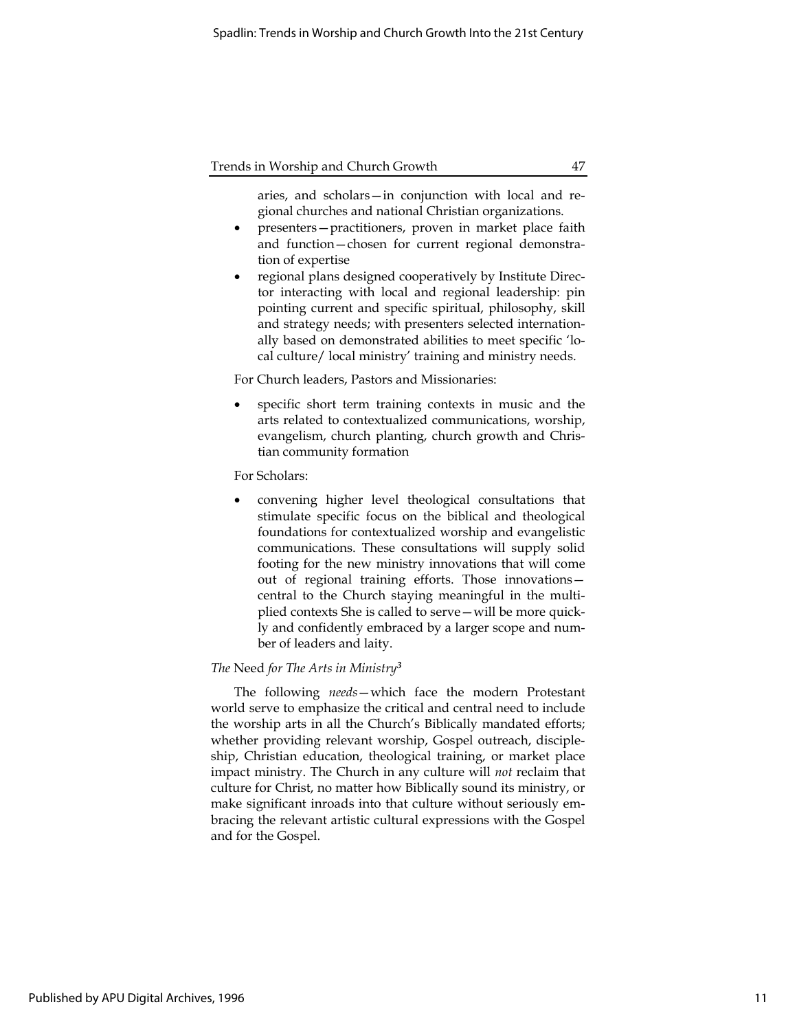aries, and scholars—in conjunction with local and regional churches and national Christian organizations.

- presenters—practitioners, proven in market place faith and function—chosen for current regional demonstration of expertise
- regional plans designed cooperatively by Institute Director interacting with local and regional leadership: pin pointing current and specific spiritual, philosophy, skill and strategy needs; with presenters selected internationally based on demonstrated abilities to meet specific 'local culture/ local ministry' training and ministry needs.

For Church leaders, Pastors and Missionaries:

- specific short term training contexts in music and the arts related to contextualized communications, worship, evangelism, church planting, church growth and Christian community formation

For Scholars:

- convening higher level theological consultations that stimulate specific focus on the biblical and theological foundations for contextualized worship and evangelistic communications. These consultations will supply solid footing for the new ministry innovations that will come out of regional training efforts. Those innovations—central to the Church staying meaningful in the multiplied contexts She is called to serve—will be more quickly and confidently embraced by a larger scope and number of leaders and laity.

*The* Need *for The Arts in Ministry*[3]

The following *needs*—which face the modern Protestant world serve to emphasize the critical and central need to include the worship arts in all the Church's Biblically mandated efforts; whether providing relevant worship, Gospel outreach, discipleship, Christian education, theological training, or market place impact ministry. The Church in any culture will *not* reclaim that culture for Christ, no matter how Biblically sound its ministry, or make significant inroads into that culture without seriously embracing the relevant artistic cultural expressions with the Gospel and for the Gospel.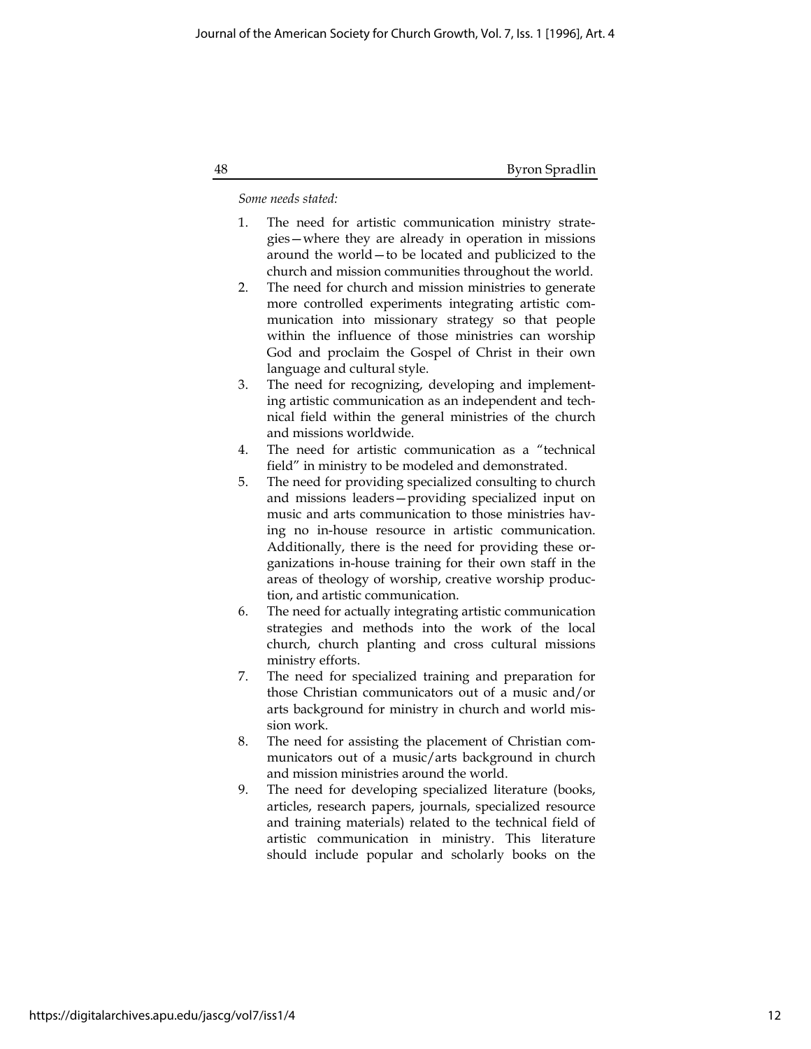*Some needs stated:*

1. The need for artistic communication ministry strategies—where they are already in operation in missions around the world—to be located and publicized to the church and mission communities throughout the world.
2. The need for church and mission ministries to generate more controlled experiments integrating artistic communication into missionary strategy so that people within the influence of those ministries can worship God and proclaim the Gospel of Christ in their own language and cultural style.
3. The need for recognizing, developing and implementing artistic communication as an independent and technical field within the general ministries of the church and missions worldwide.
4. The need for artistic communication as a "technical field" in ministry to be modeled and demonstrated.
5. The need for providing specialized consulting to church and missions leaders—providing specialized input on music and arts communication to those ministries having no in-house resource in artistic communication. Additionally, there is the need for providing these organizations in-house training for their own staff in the areas of theology of worship, creative worship production, and artistic communication.
6. The need for actually integrating artistic communication strategies and methods into the work of the local church, church planting and cross cultural missions ministry efforts.
7. The need for specialized training and preparation for those Christian communicators out of a music and/or arts background for ministry in church and world mission work.
8. The need for assisting the placement of Christian communicators out of a music/arts background in church and mission ministries around the world.
9. The need for developing specialized literature (books, articles, research papers, journals, specialized resource and training materials) related to the technical field of artistic communication in ministry. This literature should include popular and scholarly books on the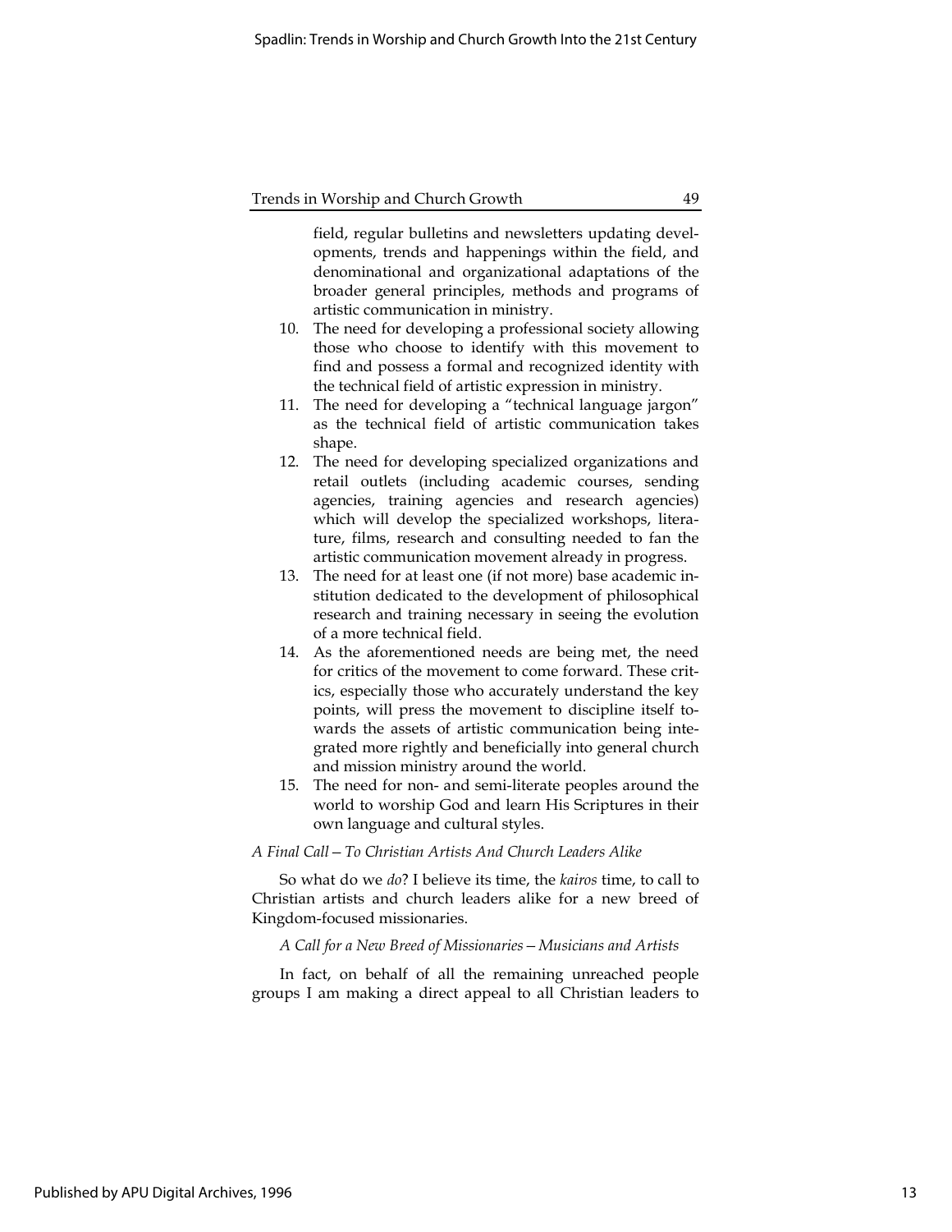field, regular bulletins and newsletters updating developments, trends and happenings within the field, and denominational and organizational adaptations of the broader general principles, methods and programs of artistic communication in ministry.

10. The need for developing a professional society allowing those who choose to identify with this movement to find and possess a formal and recognized identity with the technical field of artistic expression in ministry.
11. The need for developing a "technical language jargon" as the technical field of artistic communication takes shape.
12. The need for developing specialized organizations and retail outlets (including academic courses, sending agencies, training agencies and research agencies) which will develop the specialized workshops, literature, films, research and consulting needed to fan the artistic communication movement already in progress.
13. The need for at least one (if not more) base academic institution dedicated to the development of philosophical research and training necessary in seeing the evolution of a more technical field.
14. As the aforementioned needs are being met, the need for critics of the movement to come forward. These critics, especially those who accurately understand the key points, will press the movement to discipline itself towards the assets of artistic communication being integrated more rightly and beneficially into general church and mission ministry around the world.
15. The need for non- and semi-literate peoples around the world to worship God and learn His Scriptures in their own language and cultural styles.

*A Final Call — To Christian Artists And Church Leaders Alike*

So what do we *do*? I believe its time, the *kairos* time, to call to Christian artists and church leaders alike for a new breed of Kingdom-focused missionaries.

*A Call for a New Breed of Missionaries — Musicians and Artists*

In fact, on behalf of all the remaining unreached people groups I am making a direct appeal to all Christian leaders to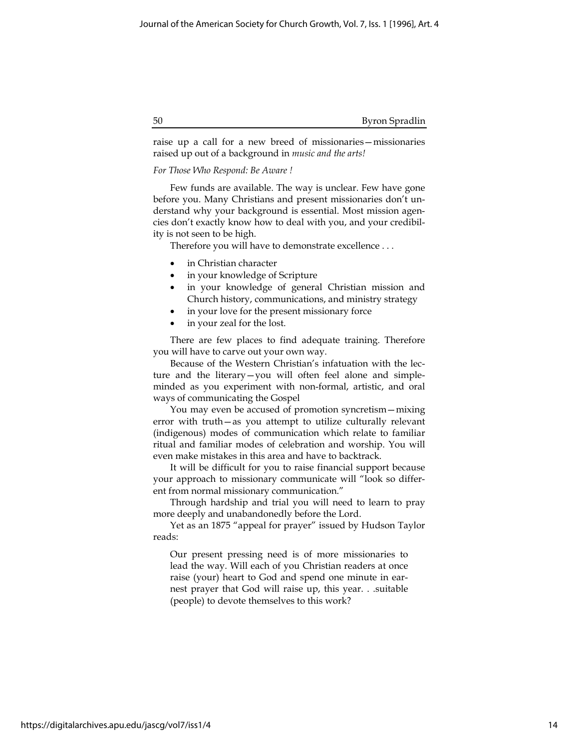raise up a call for a new breed of missionaries—missionaries raised up out of a background in *music and the arts!*

*For Those Who Respond: Be Aware !*

Few funds are available. The way is unclear. Few have gone before you. Many Christians and present missionaries don't understand why your background is essential. Most mission agencies don't exactly know how to deal with you, and your credibility is not seen to be high.

Therefore you will have to demonstrate excellence . . .

- in Christian character
- in your knowledge of Scripture
- in your knowledge of general Christian mission and Church history, communications, and ministry strategy
- in your love for the present missionary force
- in your zeal for the lost.

There are few places to find adequate training. Therefore you will have to carve out your own way.

Because of the Western Christian's infatuation with the lecture and the literary—you will often feel alone and simple-minded as you experiment with non-formal, artistic, and oral ways of communicating the Gospel

You may even be accused of promotion syncretism—mixing error with truth—as you attempt to utilize culturally relevant (indigenous) modes of communication which relate to familiar ritual and familiar modes of celebration and worship. You will even make mistakes in this area and have to backtrack.

It will be difficult for you to raise financial support because your approach to missionary communicate will "look so different from normal missionary communication."

Through hardship and trial you will need to learn to pray more deeply and unabandonedly before the Lord.

Yet as an 1875 "appeal for prayer" issued by Hudson Taylor reads:

> Our present pressing need is of more missionaries to lead the way. Will each of you Christian readers at once raise (your) heart to God and spend one minute in earnest prayer that God will raise up, this year. . .suitable (people) to devote themselves to this work?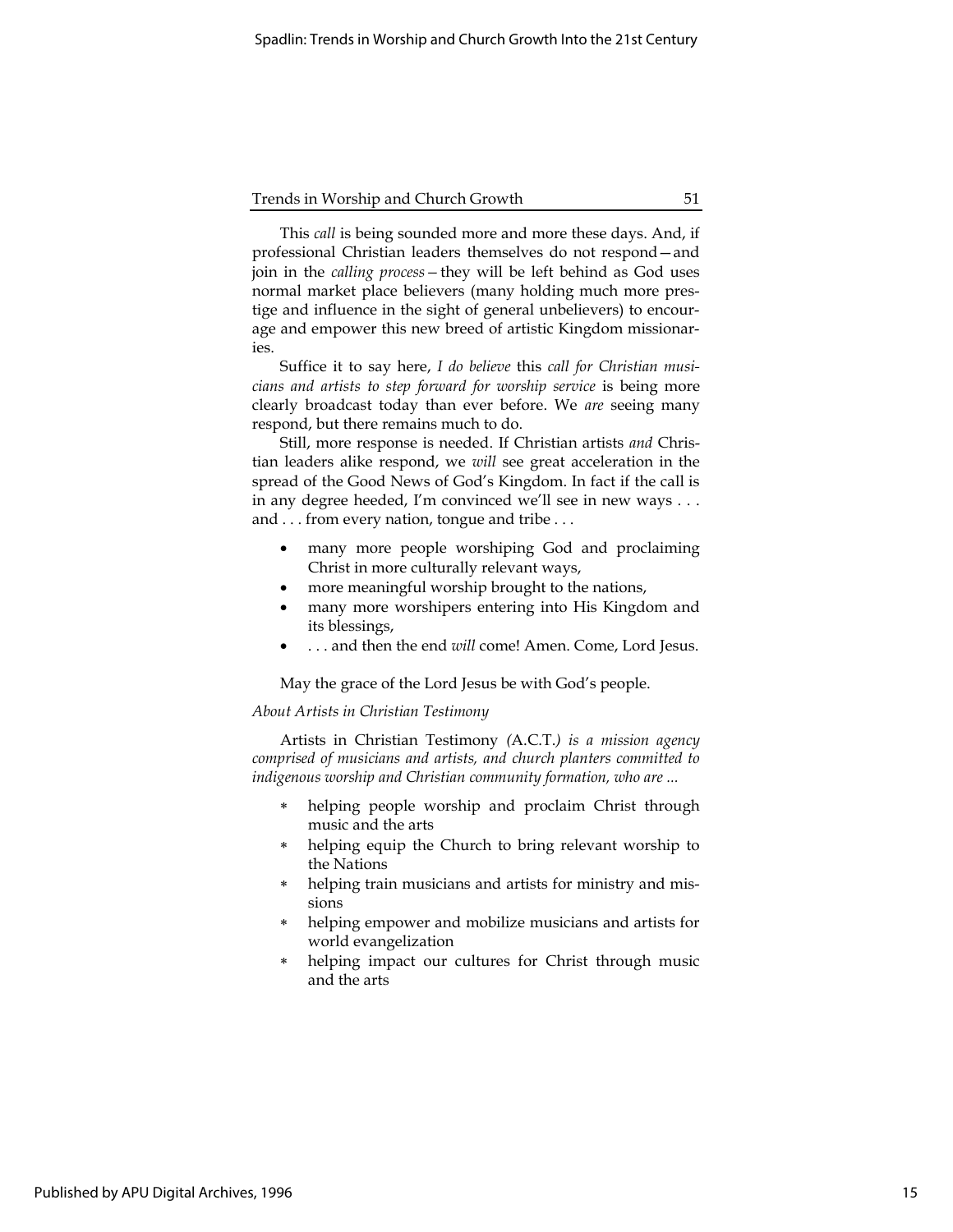This *call* is being sounded more and more these days. And, if professional Christian leaders themselves do not respond—and join in the *calling process*—they will be left behind as God uses normal market place believers (many holding much more prestige and influence in the sight of general unbelievers) to encourage and empower this new breed of artistic Kingdom missionaries.

Suffice it to say here, *I do believe* this *call for Christian musicians and artists to step forward for worship service* is being more clearly broadcast today than ever before. We *are* seeing many respond, but there remains much to do.

Still, more response is needed. If Christian artists *and* Christian leaders alike respond, we *will* see great acceleration in the spread of the Good News of God's Kingdom. In fact if the call is in any degree heeded, I'm convinced we'll see in new ways . . . and . . . from every nation, tongue and tribe . . .

- many more people worshiping God and proclaiming Christ in more culturally relevant ways,
- more meaningful worship brought to the nations,
- many more worshipers entering into His Kingdom and its blessings,
- . . . and then the end *will* come! Amen. Come, Lord Jesus.

May the grace of the Lord Jesus be with God's people.

*About Artists in Christian Testimony*

Artists in Christian Testimony *(*A.C.T.*) is a mission agency comprised of musicians and artists, and church planters committed to indigenous worship and Christian community formation, who are ...*

- helping people worship and proclaim Christ through music and the arts
- helping equip the Church to bring relevant worship to the Nations
- helping train musicians and artists for ministry and missions
- helping empower and mobilize musicians and artists for world evangelization
- helping impact our cultures for Christ through music and the arts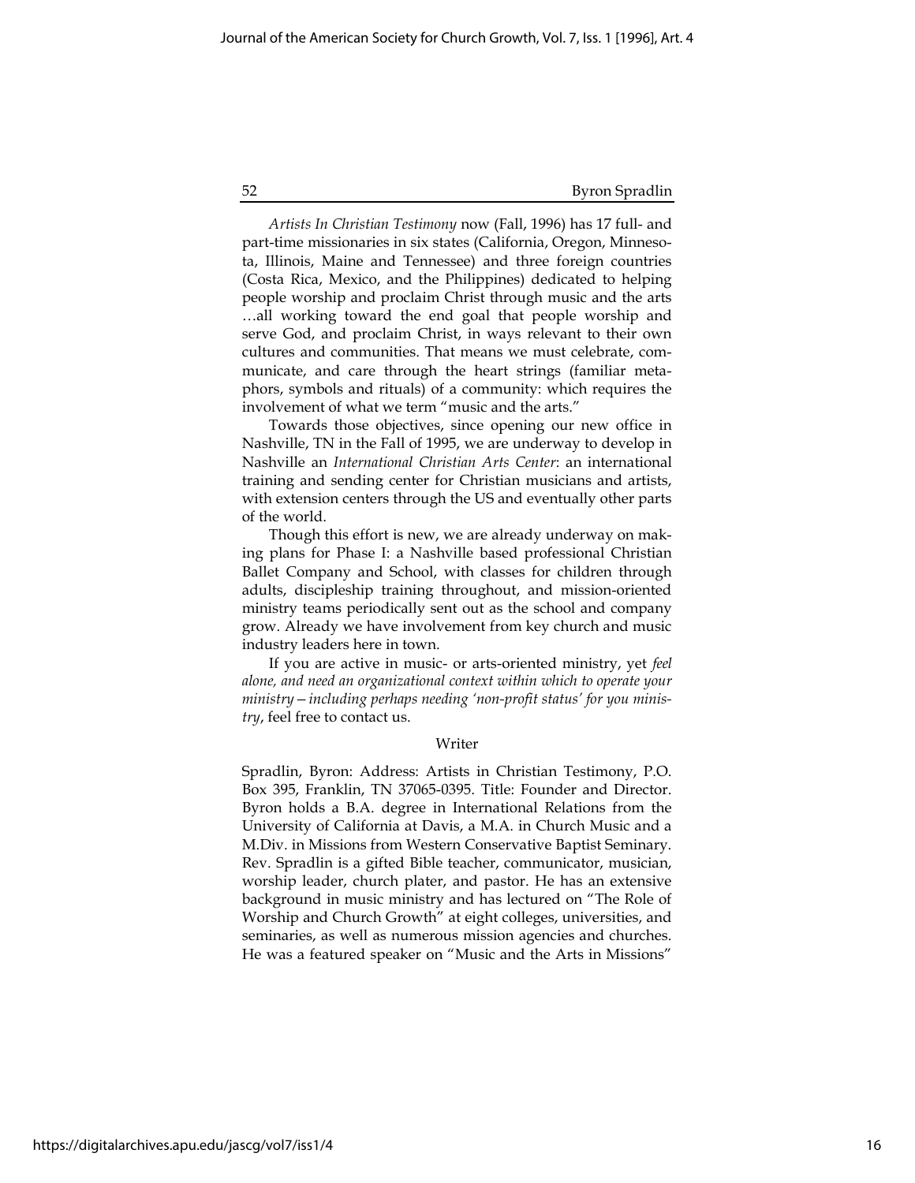*Artists In Christian Testimony* now (Fall, 1996) has 17 full- and part-time missionaries in six states (California, Oregon, Minnesota, Illinois, Maine and Tennessee) and three foreign countries (Costa Rica, Mexico, and the Philippines) dedicated to helping people worship and proclaim Christ through music and the arts …all working toward the end goal that people worship and serve God, and proclaim Christ, in ways relevant to their own cultures and communities. That means we must celebrate, communicate, and care through the heart strings (familiar metaphors, symbols and rituals) of a community: which requires the involvement of what we term "music and the arts."

Towards those objectives, since opening our new office in Nashville, TN in the Fall of 1995, we are underway to develop in Nashville an *International Christian Arts Center*: an international training and sending center for Christian musicians and artists, with extension centers through the US and eventually other parts of the world.

Though this effort is new, we are already underway on making plans for Phase I: a Nashville based professional Christian Ballet Company and School, with classes for children through adults, discipleship training throughout, and mission-oriented ministry teams periodically sent out as the school and company grow. Already we have involvement from key church and music industry leaders here in town.

If you are active in music- or arts-oriented ministry, yet *feel alone, and need an organizational context within which to operate your ministry—including perhaps needing 'non-profit status' for you ministry*, feel free to contact us.

## Writer

Spradlin, Byron: Address: Artists in Christian Testimony, P.O. Box 395, Franklin, TN 37065-0395. Title: Founder and Director. Byron holds a B.A. degree in International Relations from the University of California at Davis, a M.A. in Church Music and a M.Div. in Missions from Western Conservative Baptist Seminary. Rev. Spradlin is a gifted Bible teacher, communicator, musician, worship leader, church plater, and pastor. He has an extensive background in music ministry and has lectured on "The Role of Worship and Church Growth" at eight colleges, universities, and seminaries, as well as numerous mission agencies and churches. He was a featured speaker on "Music and the Arts in Missions"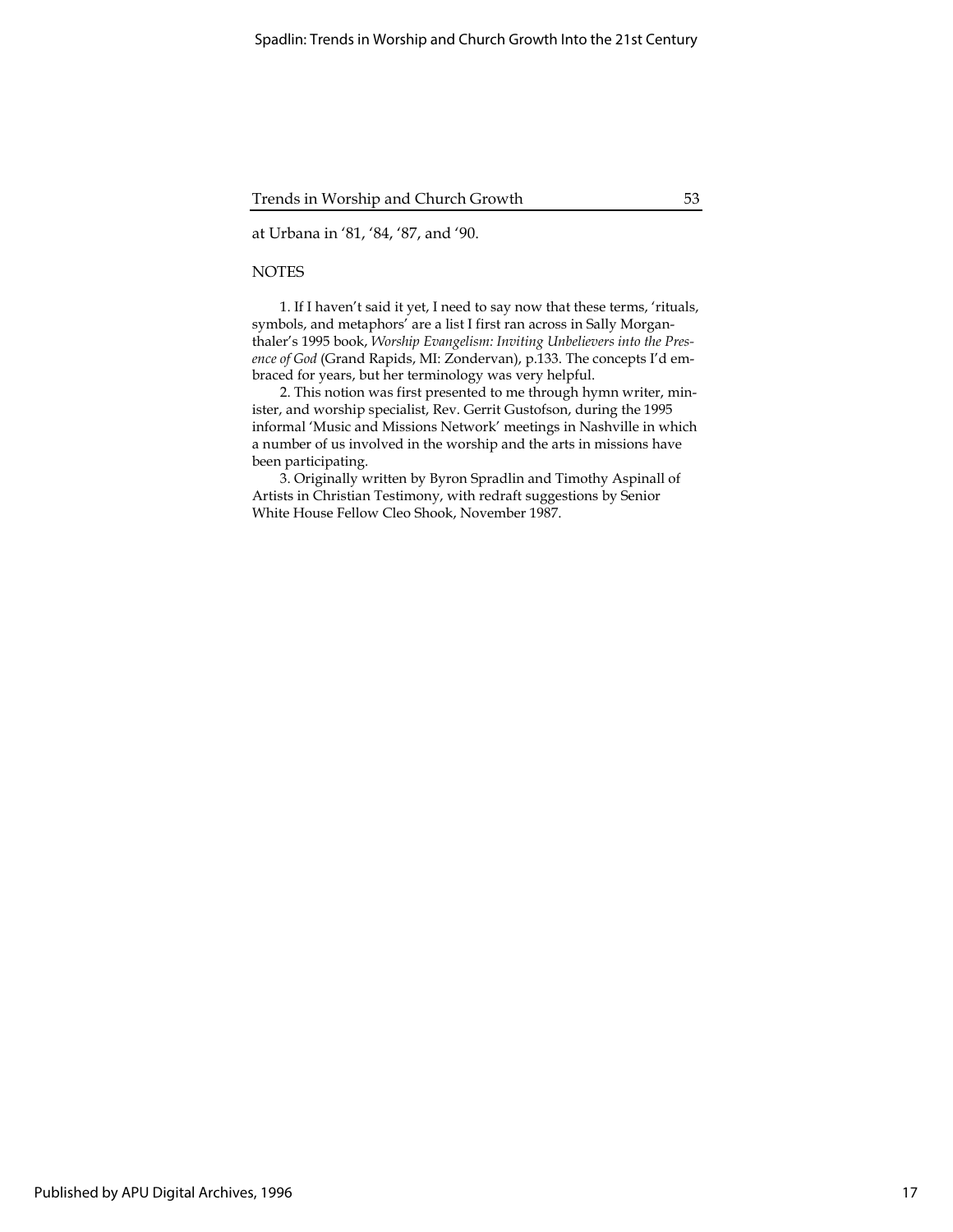at Urbana in '81, '84, '87, and '90.

NOTES

1. If I haven't said it yet, I need to say now that these terms, 'rituals, symbols, and metaphors' are a list I first ran across in Sally Morganthaler's 1995 book, *Worship Evangelism: Inviting Unbelievers into the Presence of God* (Grand Rapids, MI: Zondervan), p.133. The concepts I'd embraced for years, but her terminology was very helpful.

2. This notion was first presented to me through hymn writer, minister, and worship specialist, Rev. Gerrit Gustofson, during the 1995 informal 'Music and Missions Network' meetings in Nashville in which a number of us involved in the worship and the arts in missions have been participating.

3. Originally written by Byron Spradlin and Timothy Aspinall of Artists in Christian Testimony, with redraft suggestions by Senior White House Fellow Cleo Shook, November 1987.